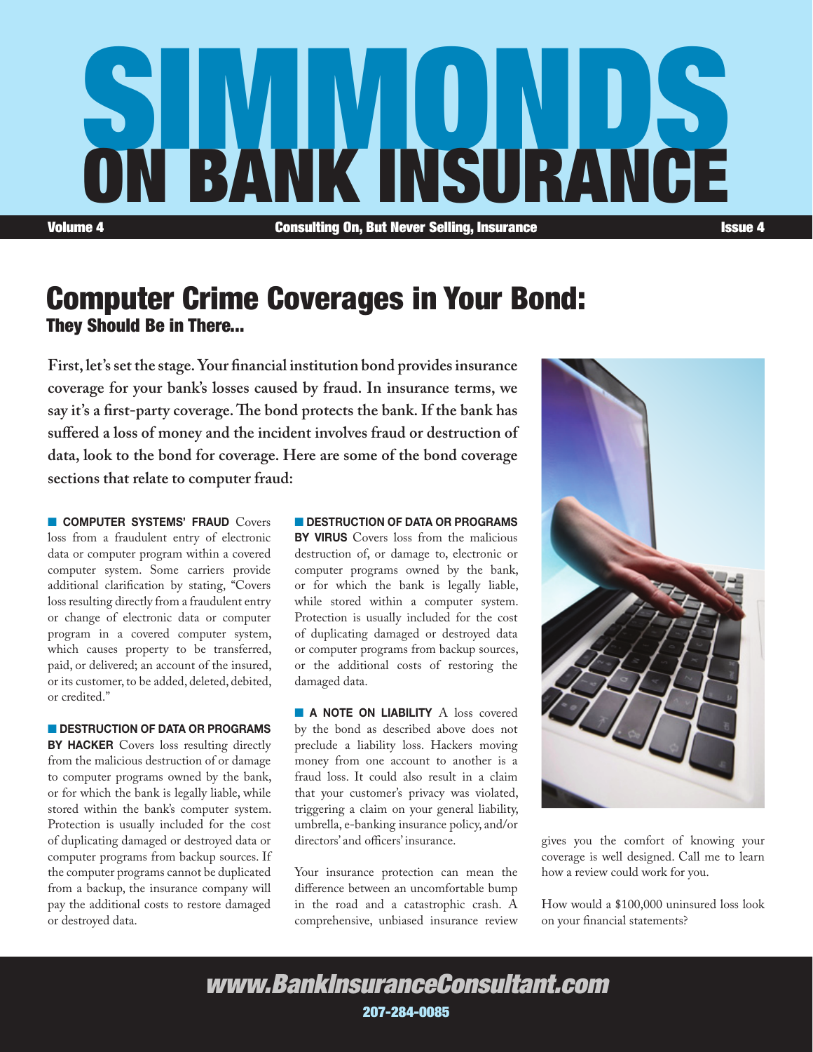# SIMMONDS ON BANK INSURANCE

**Volume 4** — **Consulting On, But Never Selling, Insurance** — **Issue 4**

## Computer Crime Coverages in Your Bond:

### They Should Be in There...

**First, let's set the stage. Your financial institution bond provides insurance coverage for your bank's losses caused by fraud. In insurance terms, we say it's a first-party coverage. The bond protects the bank. If the bank has suffered a loss of money and the incident involves fraud or destruction of data, look to the bond for coverage. Here are some of the bond coverage sections that relate to computer fraud:**

■ **COMPUTER SYSTEMS' FRAUD** Covers loss from a fraudulent entry of electronic data or computer program within a covered computer system. Some carriers provide additional clarification by stating, "Covers loss resulting directly from a fraudulent entry or change of electronic data or computer program in a covered computer system, which causes property to be transferred, paid, or delivered; an account of the insured, or its customer, to be added, deleted, debited, or credited."

■ **DESTRUCTION OF DATA OR PROGRAMS BY HACKER** Covers loss resulting directly from the malicious destruction of or damage to computer programs owned by the bank, or for which the bank is legally liable, while stored within the bank's computer system. Protection is usually included for the cost of duplicating damaged or destroyed data or computer programs from backup sources. If the computer programs cannot be duplicated from a backup, the insurance company will pay the additional costs to restore damaged or destroyed data.

■ **DESTRUCTION OF DATA OR PROGRAMS BY VIRUS** Covers loss from the malicious destruction of, or damage to, electronic or computer programs owned by the bank, or for which the bank is legally liable, while stored within a computer system. Protection is usually included for the cost of duplicating damaged or destroyed data or computer programs from backup sources, or the additional costs of restoring the damaged data.

■ **A NOTE ON LIABILITY** A loss covered by the bond as described above does not preclude a liability loss. Hackers moving money from one account to another is a fraud loss. It could also result in a claim that your customer's privacy was violated, triggering a claim on your general liability, umbrella, e-banking insurance policy, and/or directors' and officers' insurance.

Your insurance protection can mean the difference between an uncomfortable bump in the road and a catastrophic crash. A comprehensive, unbiased insurance review gives you the comfort of knowing your coverage is well designed. Call me to learn how a review could work for you.

How would a $100,000 uninsured loss look on your financial statements?

**www.BankInsuranceConsultant.com**

**207-284-0085**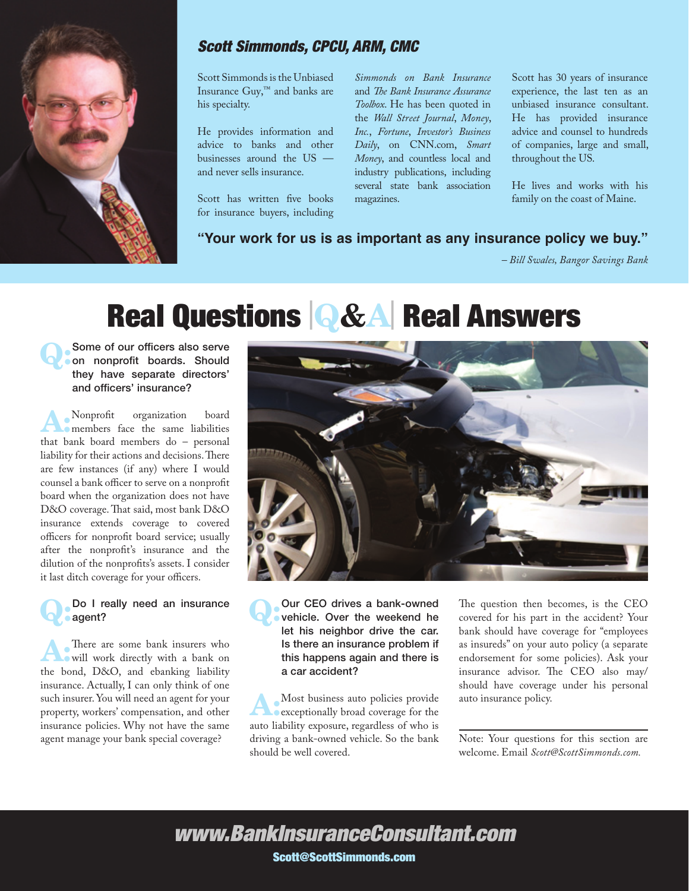## Scott Simmonds, CPCU, ARM, CMC

Scott Simmonds is the Unbiased Insurance Guy,™ and banks are his specialty.

He provides information and advice to banks and other businesses around the US — and never sells insurance.

Scott has written five books for insurance buyers, including *Simmonds on Bank Insurance* and *The Bank Insurance Assurance Toolbox*. He has been quoted in the *Wall Street Journal*, *Money*, *Inc.*, *Fortune*, *Investor's Business Daily*, on CNN.com, *Smart Money*, and countless local and industry publications, including several state bank association magazines.

Scott has 30 years of insurance experience, the last ten as an unbiased insurance consultant. He has provided insurance advice and counsel to hundreds of companies, large and small, throughout the US.

He lives and works with his family on the coast of Maine.

**"Your work for us is as important as any insurance policy we buy."**

*– Bill Swales, Bangor Savings Bank*

# Real Questions | Q&A | Real Answers

**Q: Some of our officers also serve on nonprofit boards. Should they have separate directors' and officers' insurance?**

A: Nonprofit organization board members face the same liabilities that bank board members do – personal liability for their actions and decisions. There are few instances (if any) where I would counsel a bank officer to serve on a nonprofit board when the organization does not have D&O coverage. That said, most bank D&O insurance extends coverage to covered officers for nonprofit board service; usually after the nonprofit's insurance and the dilution of the nonprofits's assets. I consider it last ditch coverage for your officers.

**Q: Do I really need an insurance agent?**

A: There are some bank insurers who will work directly with a bank on the bond, D&O, and ebanking liability insurance. Actually, I can only think of one such insurer. You will need an agent for your property, workers' compensation, and other insurance policies. Why not have the same agent manage your bank special coverage?

**Q: Our CEO drives a bank-owned vehicle. Over the weekend he let his neighbor drive the car. Is there an insurance problem if this happens again and there is a car accident?**

A: Most business auto policies provide exceptionally broad coverage for the auto liability exposure, regardless of who is driving a bank-owned vehicle. So the bank should be well covered.

The question then becomes, is the CEO covered for his part in the accident? Your bank should have coverage for "employees as insureds" on your auto policy (a separate endorsement for some policies). Ask your insurance advisor. The CEO also may/should have coverage under his personal auto insurance policy.

Note: Your questions for this section are welcome. Email *Scott@ScottSimmonds.com.*

**www.BankInsuranceConsultant.com**

**Scott@ScottSimmonds.com**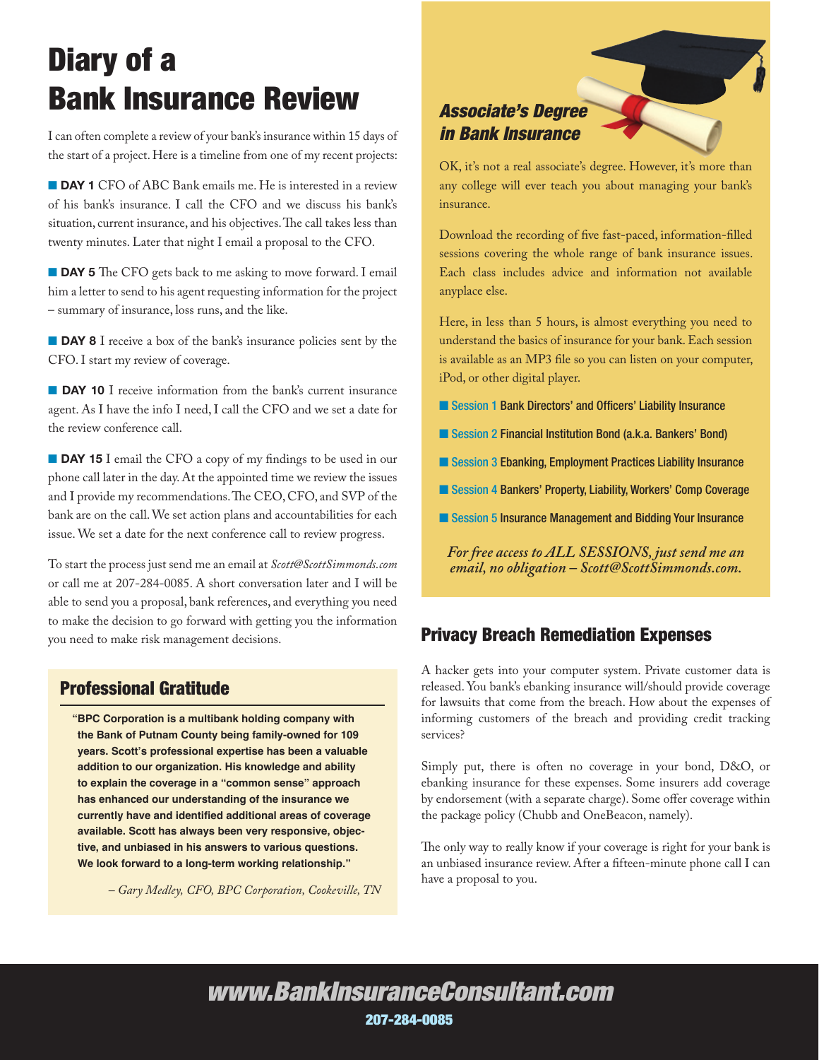# Diary of a Bank Insurance Review

I can often complete a review of your bank's insurance within 15 days of the start of a project. Here is a timeline from one of my recent projects:

**DAY 1** CFO of ABC Bank emails me. He is interested in a review of his bank's insurance. I call the CFO and we discuss his bank's situation, current insurance, and his objectives. The call takes less than twenty minutes. Later that night I email a proposal to the CFO.

**DAY 5** The CFO gets back to me asking to move forward. I email him a letter to send to his agent requesting information for the project – summary of insurance, loss runs, and the like.

**DAY 8** I receive a box of the bank's insurance policies sent by the CFO. I start my review of coverage.

**DAY 10** I receive information from the bank's current insurance agent. As I have the info I need, I call the CFO and we set a date for the review conference call.

**DAY 15** I email the CFO a copy of my findings to be used in our phone call later in the day. At the appointed time we review the issues and I provide my recommendations. The CEO, CFO, and SVP of the bank are on the call. We set action plans and accountabilities for each issue. We set a date for the next conference call to review progress.

To start the process just send me an email at *Scott@ScottSimmonds.com* or call me at 207-284-0085. A short conversation later and I will be able to send you a proposal, bank references, and everything you need to make the decision to go forward with getting you the information you need to make risk management decisions.

## Professional Gratitude

**"BPC Corporation is a multibank holding company with the Bank of Putnam County being family-owned for 109 years. Scott's professional expertise has been a valuable addition to our organization. His knowledge and ability to explain the coverage in a "common sense" approach has enhanced our understanding of the insurance we currently have and identified additional areas of coverage available. Scott has always been very responsive, objective, and unbiased in his answers to various questions. We look forward to a long-term working relationship."**

*– Gary Medley, CFO, BPC Corporation, Cookeville, TN*

## *Associate's Degree in Bank Insurance*

OK, it's not a real associate's degree. However, it's more than any college will ever teach you about managing your bank's insurance.

Download the recording of five fast-paced, information-filled sessions covering the whole range of bank insurance issues. Each class includes advice and information not available anyplace else.

Here, in less than 5 hours, is almost everything you need to understand the basics of insurance for your bank. Each session is available as an MP3 file so you can listen on your computer, iPod, or other digital player.

- Session 1 Bank Directors' and Officers' Liability Insurance
- Session 2 Financial Institution Bond (a.k.a. Bankers' Bond)
- Session 3 Ebanking, Employment Practices Liability Insurance
- Session 4 Bankers' Property, Liability, Workers' Comp Coverage
- Session 5 Insurance Management and Bidding Your Insurance

*For free access to ALL SESSIONS, just send me an email, no obligation – Scott@ScottSimmonds.com.*

## Privacy Breach Remediation Expenses

A hacker gets into your computer system. Private customer data is released. You bank's ebanking insurance will/should provide coverage for lawsuits that come from the breach. How about the expenses of informing customers of the breach and providing credit tracking services?

Simply put, there is often no coverage in your bond, D&O, or ebanking insurance for these expenses. Some insurers add coverage by endorsement (with a separate charge). Some offer coverage within the package policy (Chubb and OneBeacon, namely).

The only way to really know if your coverage is right for your bank is an unbiased insurance review. After a fifteen-minute phone call I can have a proposal to you.

**www.BankInsuranceConsultant.com**

**207-284-0085**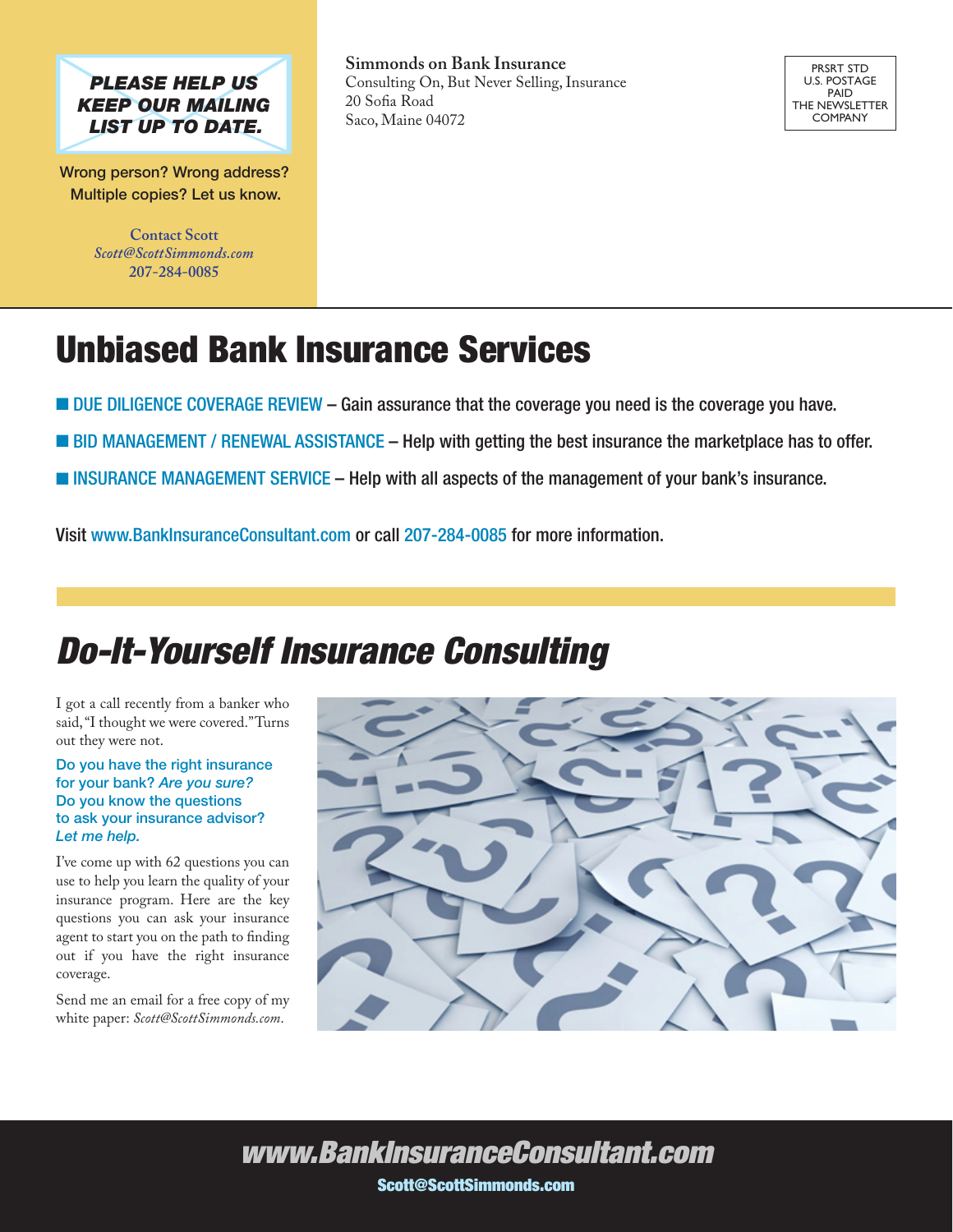**PLEASE HELP US KEEP OUR MAILING LIST UP TO DATE.**

Wrong person? Wrong address? Multiple copies? Let us know.

**Contact Scott**
*Scott@ScottSimmonds.com*
**207-284-0085**

**Simmonds on Bank Insurance**
Consulting On, But Never Selling, Insurance
20 Sofia Road
Saco, Maine 04072

PRSRT STD
U.S. POSTAGE
PAID
THE NEWSLETTER
COMPANY

# Unbiased Bank Insurance Services

- DUE DILIGENCE COVERAGE REVIEW – Gain assurance that the coverage you need is the coverage you have.
- BID MANAGEMENT / RENEWAL ASSISTANCE – Help with getting the best insurance the marketplace has to offer.
- INSURANCE MANAGEMENT SERVICE – Help with all aspects of the management of your bank's insurance.

Visit www.BankInsuranceConsultant.com or call 207-284-0085 for more information.

# *Do-It-Yourself Insurance Consulting*

I got a call recently from a banker who said, "I thought we were covered." Turns out they were not.

Do you have the right insurance for your bank? *Are you sure?* Do you know the questions to ask your insurance advisor? *Let me help.*

I've come up with 62 questions you can use to help you learn the quality of your insurance program. Here are the key questions you can ask your insurance agent to start you on the path to finding out if you have the right insurance coverage.

Send me an email for a free copy of my white paper: *Scott@ScottSimmonds.com*.

***www.BankInsuranceConsultant.com***

**Scott@ScottSimmonds.com**